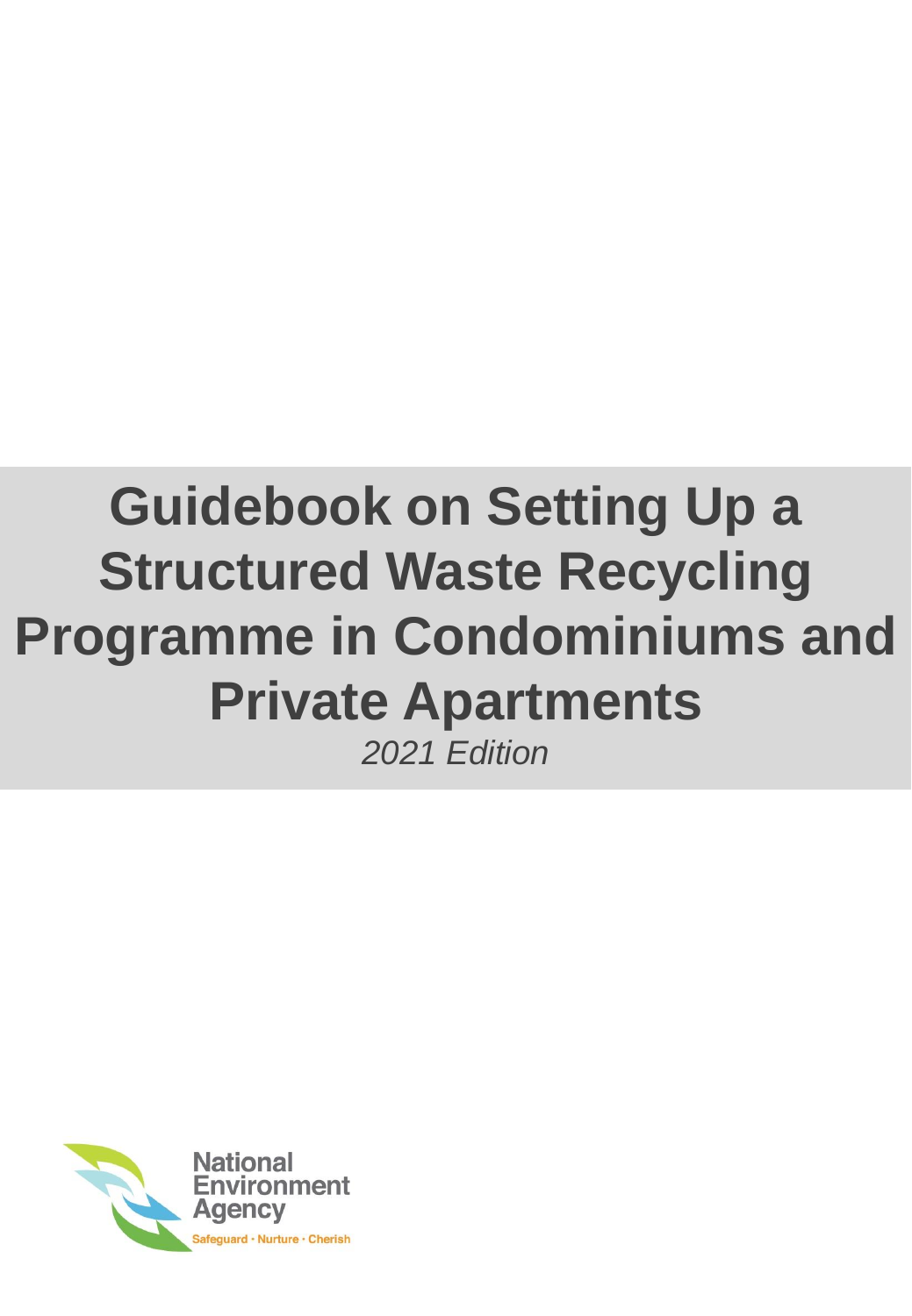# Guidebook on Setting Up a Structured Waste Recycling Programme in Condominiums and Private Apartments

*2021 Edition*

National Environment Agency

Safeguard · Nurture · Cherish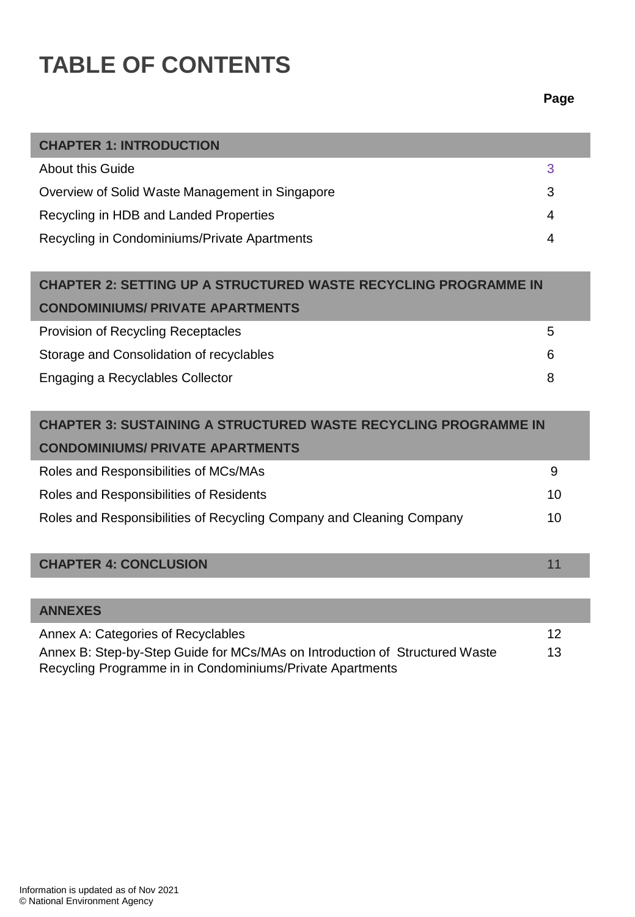# TABLE OF CONTENTS

| | Page |
|---|---|
| **CHAPTER 1: INTRODUCTION** | |
| About this Guide | 3 |
| Overview of Solid Waste Management in Singapore | 3 |
| Recycling in HDB and Landed Properties | 4 |
| Recycling in Condominiums/Private Apartments | 4 |
| **CHAPTER 2: SETTING UP A STRUCTURED WASTE RECYCLING PROGRAMME IN CONDOMINIUMS/ PRIVATE APARTMENTS** | |
| Provision of Recycling Receptacles | 5 |
| Storage and Consolidation of recyclables | 6 |
| Engaging a Recyclables Collector | 8 |
| **CHAPTER 3: SUSTAINING A STRUCTURED WASTE RECYCLING PROGRAMME IN CONDOMINIUMS/ PRIVATE APARTMENTS** | |
| Roles and Responsibilities of MCs/MAs | 9 |
| Roles and Responsibilities of Residents | 10 |
| Roles and Responsibilities of Recycling Company and Cleaning Company | 10 |
| **CHAPTER 4: CONCLUSION** | 11 |
| **ANNEXES** | |
| Annex A: Categories of Recyclables | 12 |
| Annex B: Step-by-Step Guide for MCs/MAs on Introduction of Structured Waste Recycling Programme in in Condominiums/Private Apartments | 13 |

Information is updated as of Nov 2021
© National Environment Agency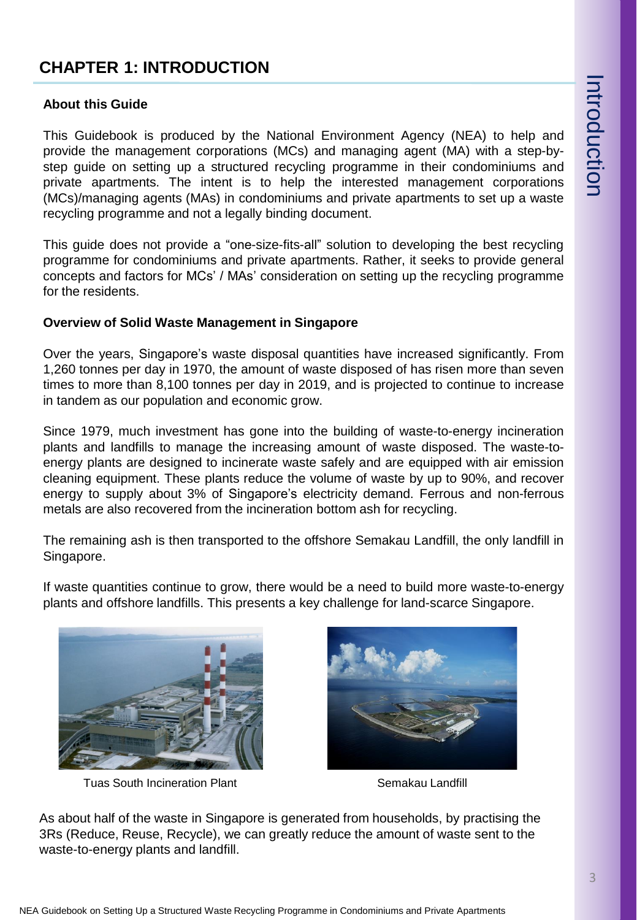# CHAPTER 1: INTRODUCTION

## About this Guide

This Guidebook is produced by the National Environment Agency (NEA) to help and provide the management corporations (MCs) and managing agent (MA) with a step-by-step guide on setting up a structured recycling programme in their condominiums and private apartments. The intent is to help the interested management corporations (MCs)/managing agents (MAs) in condominiums and private apartments to set up a waste recycling programme and not a legally binding document.

This guide does not provide a "one-size-fits-all" solution to developing the best recycling programme for condominiums and private apartments. Rather, it seeks to provide general concepts and factors for MCs' / MAs' consideration on setting up the recycling programme for the residents.

## Overview of Solid Waste Management in Singapore

Over the years, Singapore's waste disposal quantities have increased significantly. From 1,260 tonnes per day in 1970, the amount of waste disposed of has risen more than seven times to more than 8,100 tonnes per day in 2019, and is projected to continue to increase in tandem as our population and economic grow.

Since 1979, much investment has gone into the building of waste-to-energy incineration plants and landfills to manage the increasing amount of waste disposed. The waste-to-energy plants are designed to incinerate waste safely and are equipped with air emission cleaning equipment. These plants reduce the volume of waste by up to 90%, and recover energy to supply about 3% of Singapore's electricity demand. Ferrous and non-ferrous metals are also recovered from the incineration bottom ash for recycling.

The remaining ash is then transported to the offshore Semakau Landfill, the only landfill in Singapore.

If waste quantities continue to grow, there would be a need to build more waste-to-energy plants and offshore landfills. This presents a key challenge for land-scarce Singapore.

Tuas South Incineration Plant

Semakau Landfill

As about half of the waste in Singapore is generated from households, by practising the 3Rs (Reduce, Reuse, Recycle), we can greatly reduce the amount of waste sent to the waste-to-energy plants and landfill.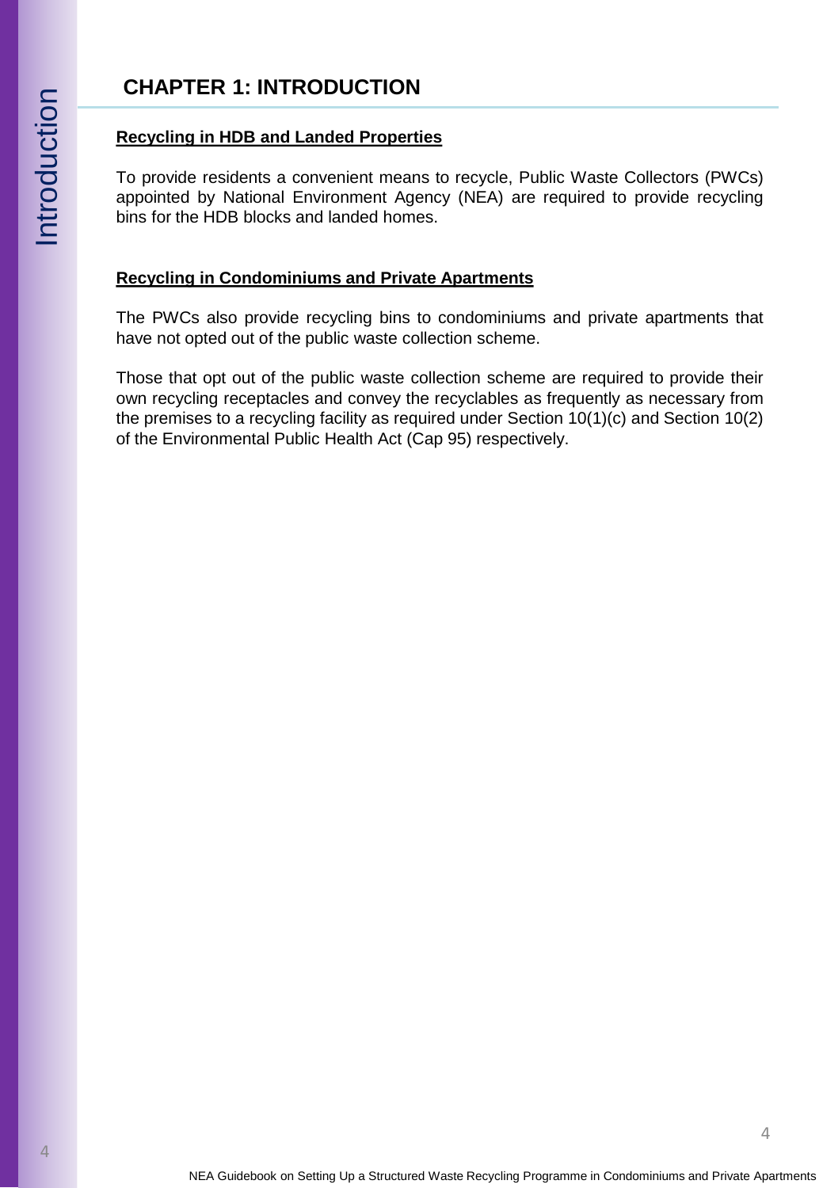# CHAPTER 1: INTRODUCTION

**Recycling in HDB and Landed Properties**

To provide residents a convenient means to recycle, Public Waste Collectors (PWCs) appointed by National Environment Agency (NEA) are required to provide recycling bins for the HDB blocks and landed homes.

**Recycling in Condominiums and Private Apartments**

The PWCs also provide recycling bins to condominiums and private apartments that have not opted out of the public waste collection scheme.

Those that opt out of the public waste collection scheme are required to provide their own recycling receptacles and convey the recyclables as frequently as necessary from the premises to a recycling facility as required under Section 10(1)(c) and Section 10(2) of the Environmental Public Health Act (Cap 95) respectively.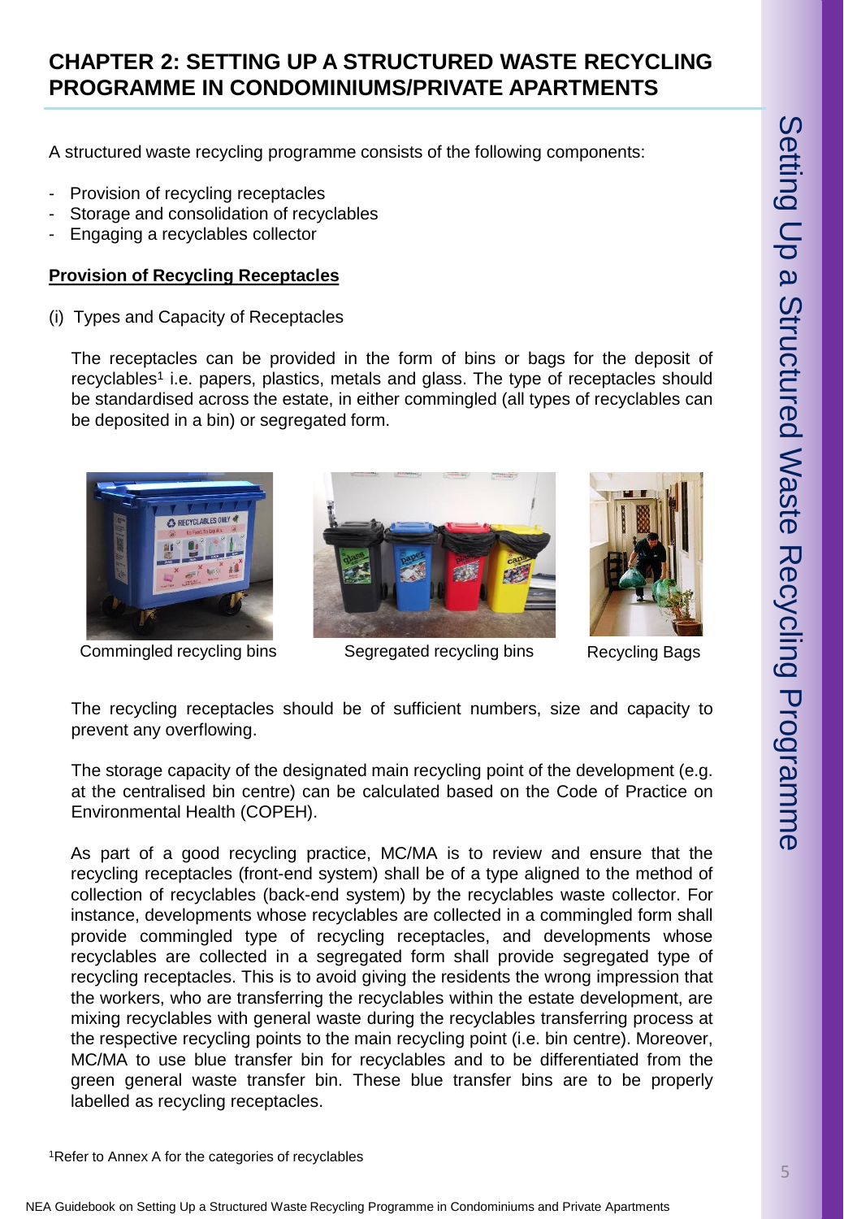# CHAPTER 2: SETTING UP A STRUCTURED WASTE RECYCLING PROGRAMME IN CONDOMINIUMS/PRIVATE APARTMENTS

A structured waste recycling programme consists of the following components:

- Provision of recycling receptacles
- Storage and consolidation of recyclables
- Engaging a recyclables collector

## Provision of Recycling Receptacles

(i) Types and Capacity of Receptacles

The receptacles can be provided in the form of bins or bags for the deposit of recyclables[1] i.e. papers, plastics, metals and glass. The type of receptacles should be standardised across the estate, in either commingled (all types of recyclables can be deposited in a bin) or segregated form.

Commingled recycling bins

Segregated recycling bins

Recycling Bags

The recycling receptacles should be of sufficient numbers, size and capacity to prevent any overflowing.

The storage capacity of the designated main recycling point of the development (e.g. at the centralised bin centre) can be calculated based on the Code of Practice on Environmental Health (COPEH).

As part of a good recycling practice, MC/MA is to review and ensure that the recycling receptacles (front-end system) shall be of a type aligned to the method of collection of recyclables (back-end system) by the recyclables waste collector. For instance, developments whose recyclables are collected in a commingled form shall provide commingled type of recycling receptacles, and developments whose recyclables are collected in a segregated form shall provide segregated type of recycling receptacles. This is to avoid giving the residents the wrong impression that the workers, who are transferring the recyclables within the estate development, are mixing recyclables with general waste during the recyclables transferring process at the respective recycling points to the main recycling point (i.e. bin centre). Moreover, MC/MA to use blue transfer bin for recyclables and to be differentiated from the green general waste transfer bin. These blue transfer bins are to be properly labelled as recycling receptacles.

[1]Refer to Annex A for the categories of recyclables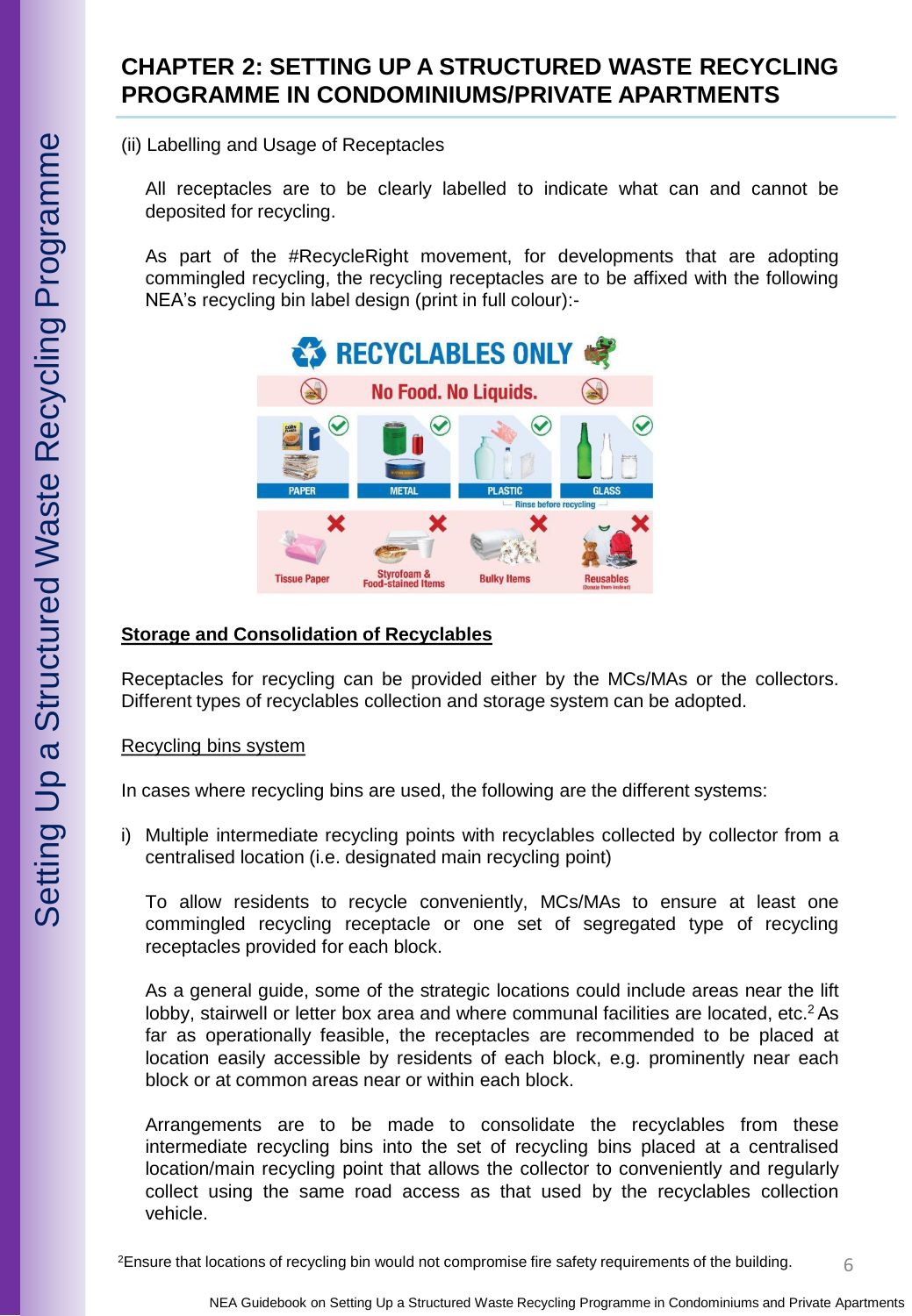# CHAPTER 2: SETTING UP A STRUCTURED WASTE RECYCLING PROGRAMME IN CONDOMINIUMS/PRIVATE APARTMENTS

(ii) Labelling and Usage of Receptacles

All receptacles are to be clearly labelled to indicate what can and cannot be deposited for recycling.

As part of the #RecycleRight movement, for developments that are adopting commingled recycling, the recycling receptacles are to be affixed with the following NEA's recycling bin label design (print in full colour):-

RECYCLABLES ONLY

No Food. No Liquids.

PAPER | METAL | PLASTIC | GLASS

Rinse before recycling

Tissue Paper | Styrofoam & Food-stained Items | Bulky Items | Reusables

**Storage and Consolidation of Recyclables**

Receptacles for recycling can be provided either by the MCs/MAs or the collectors. Different types of recyclables collection and storage system can be adopted.

Recycling bins system

In cases where recycling bins are used, the following are the different systems:

i) Multiple intermediate recycling points with recyclables collected by collector from a centralised location (i.e. designated main recycling point)

To allow residents to recycle conveniently, MCs/MAs to ensure at least one commingled recycling receptacle or one set of segregated type of recycling receptacles provided for each block.

As a general guide, some of the strategic locations could include areas near the lift lobby, stairwell or letter box area and where communal facilities are located, etc.[2] As far as operationally feasible, the receptacles are recommended to be placed at location easily accessible by residents of each block, e.g. prominently near each block or at common areas near or within each block.

Arrangements are to be made to consolidate the recyclables from these intermediate recycling bins into the set of recycling bins placed at a centralised location/main recycling point that allows the collector to conveniently and regularly collect using the same road access as that used by the recyclables collection vehicle.

[2] Ensure that locations of recycling bin would not compromise fire safety requirements of the building.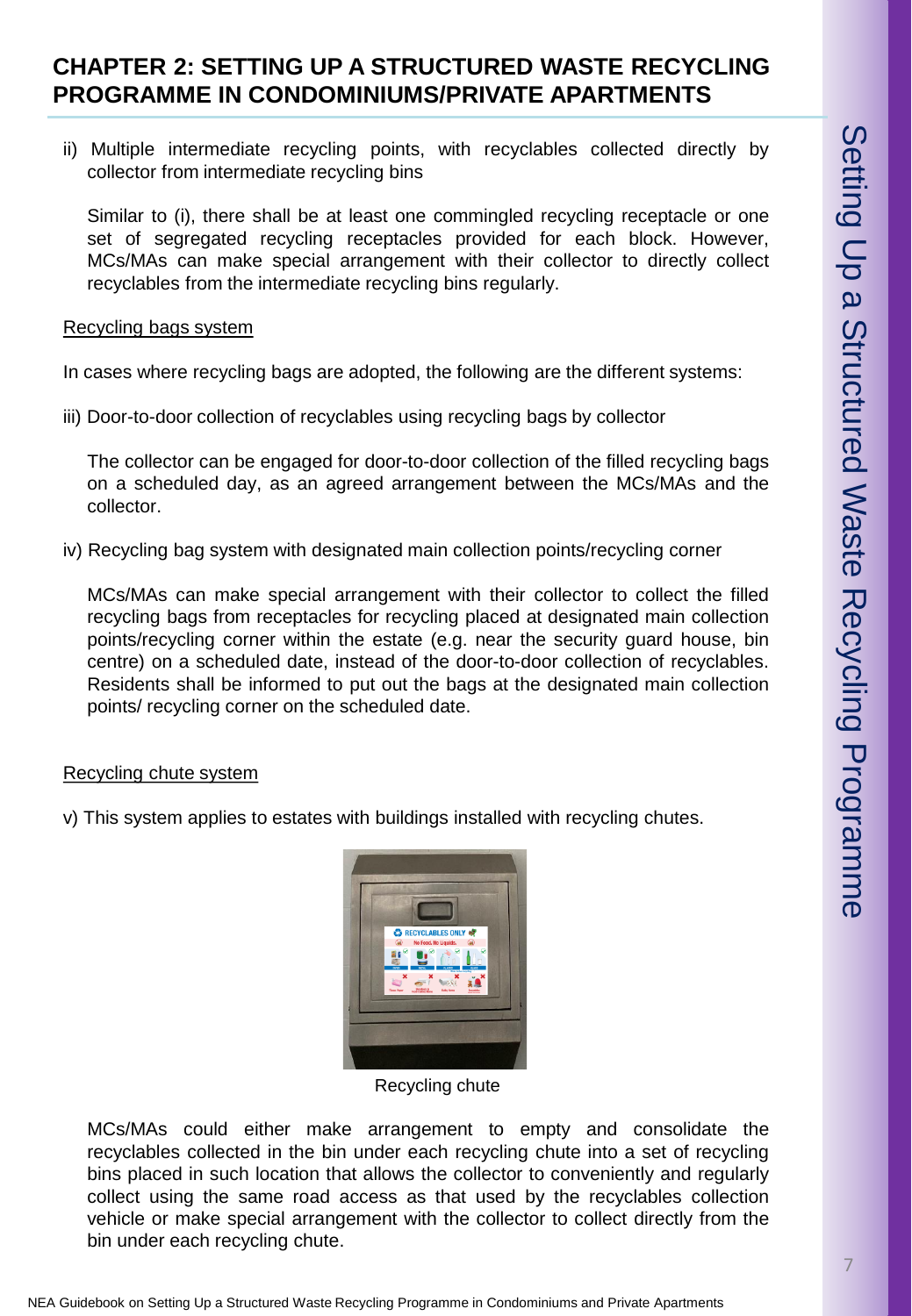## CHAPTER 2: SETTING UP A STRUCTURED WASTE RECYCLING PROGRAMME IN CONDOMINIUMS/PRIVATE APARTMENTS

ii) Multiple intermediate recycling points, with recyclables collected directly by collector from intermediate recycling bins

Similar to (i), there shall be at least one commingled recycling receptacle or one set of segregated recycling receptacles provided for each block. However, MCs/MAs can make special arrangement with their collector to directly collect recyclables from the intermediate recycling bins regularly.

Recycling bags system

In cases where recycling bags are adopted, the following are the different systems:

iii) Door-to-door collection of recyclables using recycling bags by collector

The collector can be engaged for door-to-door collection of the filled recycling bags on a scheduled day, as an agreed arrangement between the MCs/MAs and the collector.

iv) Recycling bag system with designated main collection points/recycling corner

MCs/MAs can make special arrangement with their collector to collect the filled recycling bags from receptacles for recycling placed at designated main collection points/recycling corner within the estate (e.g. near the security guard house, bin centre) on a scheduled date, instead of the door-to-door collection of recyclables. Residents shall be informed to put out the bags at the designated main collection points/ recycling corner on the scheduled date.

Recycling chute system

v) This system applies to estates with buildings installed with recycling chutes.

Recycling chute

MCs/MAs could either make arrangement to empty and consolidate the recyclables collected in the bin under each recycling chute into a set of recycling bins placed in such location that allows the collector to conveniently and regularly collect using the same road access as that used by the recyclables collection vehicle or make special arrangement with the collector to collect directly from the bin under each recycling chute.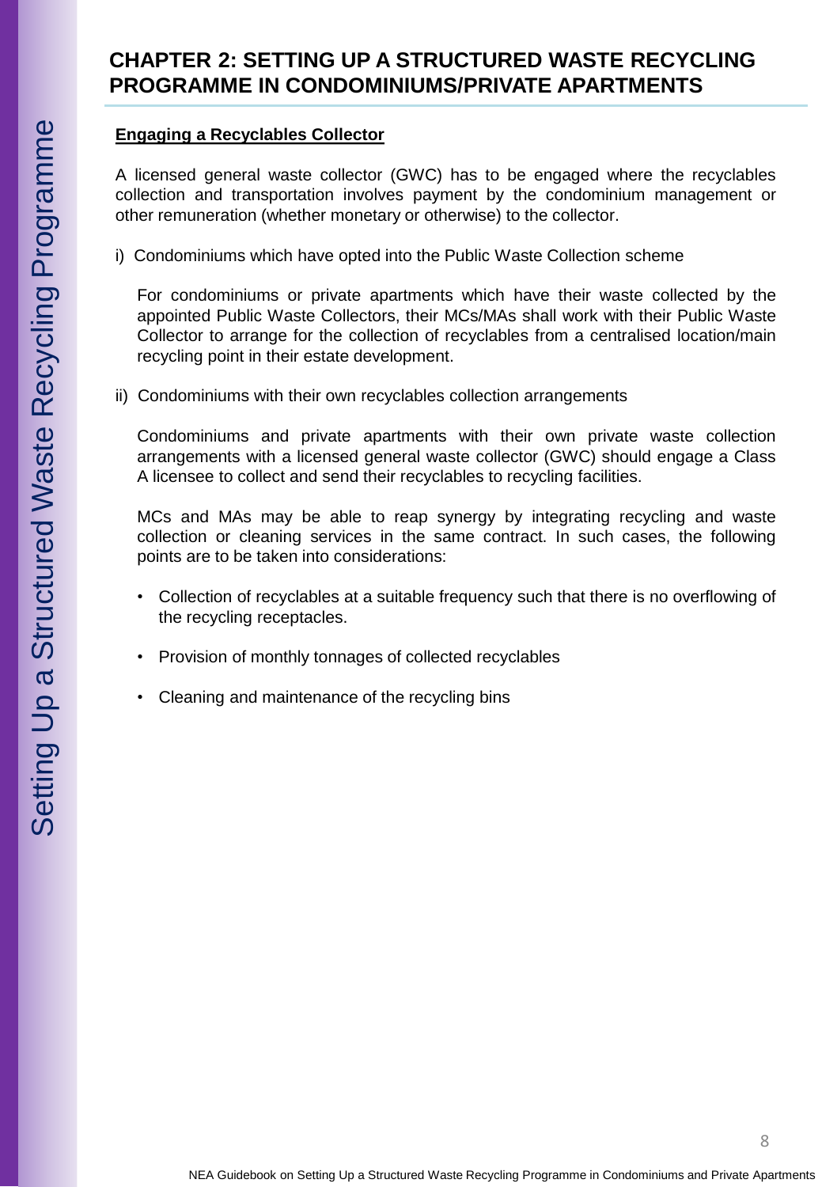## CHAPTER 2: SETTING UP A STRUCTURED WASTE RECYCLING PROGRAMME IN CONDOMINIUMS/PRIVATE APARTMENTS

**Engaging a Recyclables Collector**

A licensed general waste collector (GWC) has to be engaged where the recyclables collection and transportation involves payment by the condominium management or other remuneration (whether monetary or otherwise) to the collector.

i) Condominiums which have opted into the Public Waste Collection scheme

For condominiums or private apartments which have their waste collected by the appointed Public Waste Collectors, their MCs/MAs shall work with their Public Waste Collector to arrange for the collection of recyclables from a centralised location/main recycling point in their estate development.

ii) Condominiums with their own recyclables collection arrangements

Condominiums and private apartments with their own private waste collection arrangements with a licensed general waste collector (GWC) should engage a Class A licensee to collect and send their recyclables to recycling facilities.

MCs and MAs may be able to reap synergy by integrating recycling and waste collection or cleaning services in the same contract. In such cases, the following points are to be taken into considerations:

- Collection of recyclables at a suitable frequency such that there is no overflowing of the recycling receptacles.
- Provision of monthly tonnages of collected recyclables
- Cleaning and maintenance of the recycling bins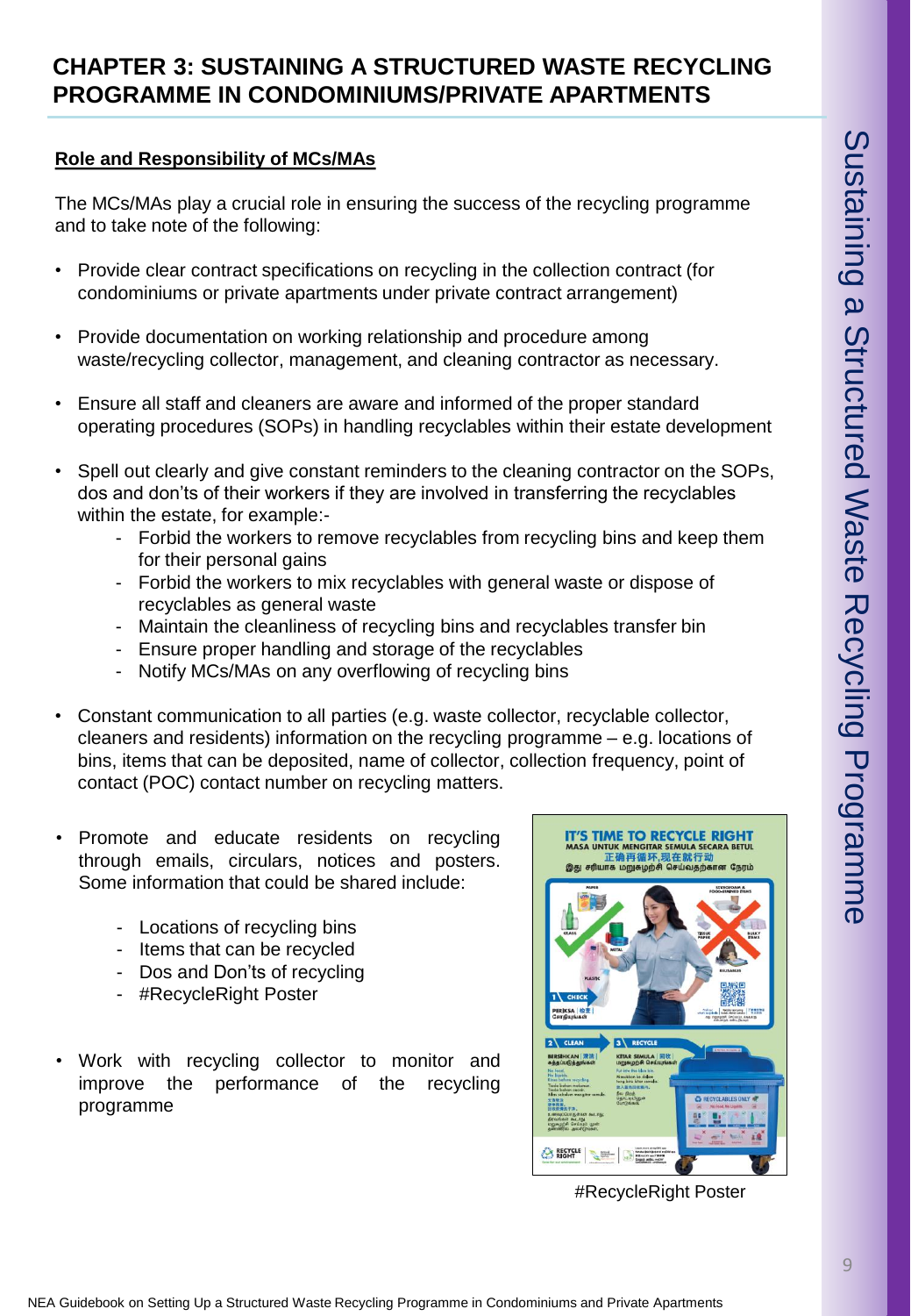# CHAPTER 3: SUSTAINING A STRUCTURED WASTE RECYCLING PROGRAMME IN CONDOMINIUMS/PRIVATE APARTMENTS

## Role and Responsibility of MCs/MAs

The MCs/MAs play a crucial role in ensuring the success of the recycling programme and to take note of the following:

- Provide clear contract specifications on recycling in the collection contract (for condominiums or private apartments under private contract arrangement)
- Provide documentation on working relationship and procedure among waste/recycling collector, management, and cleaning contractor as necessary.
- Ensure all staff and cleaners are aware and informed of the proper standard operating procedures (SOPs) in handling recyclables within their estate development
- Spell out clearly and give constant reminders to the cleaning contractor on the SOPs, dos and don'ts of their workers if they are involved in transferring the recyclables within the estate, for example:-
  - Forbid the workers to remove recyclables from recycling bins and keep them for their personal gains
  - Forbid the workers to mix recyclables with general waste or dispose of recyclables as general waste
  - Maintain the cleanliness of recycling bins and recyclables transfer bin
  - Ensure proper handling and storage of the recyclables
  - Notify MCs/MAs on any overflowing of recycling bins
- Constant communication to all parties (e.g. waste collector, recyclable collector, cleaners and residents) information on the recycling programme – e.g. locations of bins, items that can be deposited, name of collector, collection frequency, point of contact (POC) contact number on recycling matters.
- Promote and educate residents on recycling through emails, circulars, notices and posters. Some information that could be shared include:
  - Locations of recycling bins
  - Items that can be recycled
  - Dos and Don'ts of recycling
  - #RecycleRight Poster
- Work with recycling collector to monitor and improve the performance of the recycling programme

#RecycleRight Poster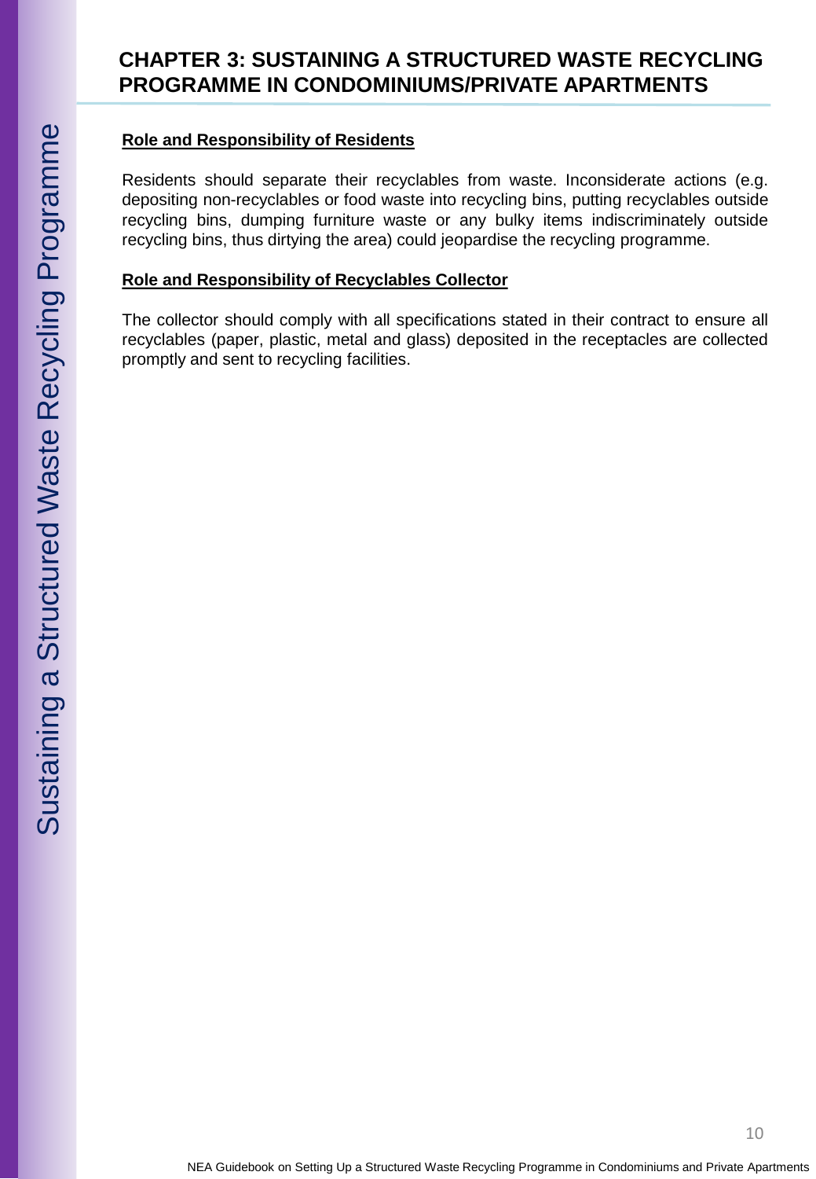# CHAPTER 3: SUSTAINING A STRUCTURED WASTE RECYCLING PROGRAMME IN CONDOMINIUMS/PRIVATE APARTMENTS

**Role and Responsibility of Residents**

Residents should separate their recyclables from waste. Inconsiderate actions (e.g. depositing non-recyclables or food waste into recycling bins, putting recyclables outside recycling bins, dumping furniture waste or any bulky items indiscriminately outside recycling bins, thus dirtying the area) could jeopardise the recycling programme.

**Role and Responsibility of Recyclables Collector**

The collector should comply with all specifications stated in their contract to ensure all recyclables (paper, plastic, metal and glass) deposited in the receptacles are collected promptly and sent to recycling facilities.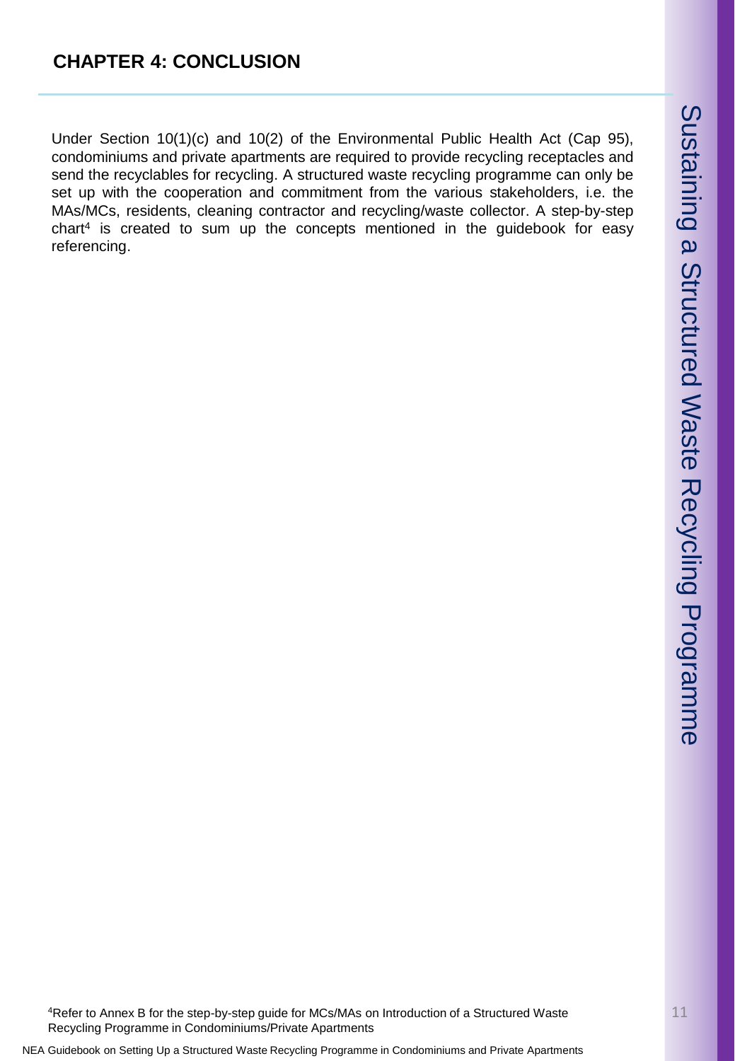## CHAPTER 4: CONCLUSION

Under Section 10(1)(c) and 10(2) of the Environmental Public Health Act (Cap 95), condominiums and private apartments are required to provide recycling receptacles and send the recyclables for recycling. A structured waste recycling programme can only be set up with the cooperation and commitment from the various stakeholders, i.e. the MAs/MCs, residents, cleaning contractor and recycling/waste collector. A step-by-step chart[4] is created to sum up the concepts mentioned in the guidebook for easy referencing.

[4]Refer to Annex B for the step-by-step guide for MCs/MAs on Introduction of a Structured Waste Recycling Programme in Condominiums/Private Apartments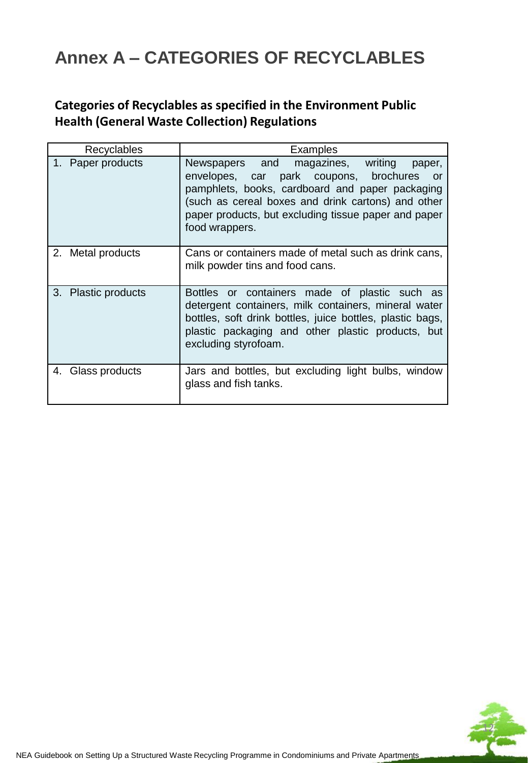# Annex A – CATEGORIES OF RECYCLABLES

### Categories of Recyclables as specified in the Environment Public Health (General Waste Collection) Regulations

| Recyclables | Examples |
| --- | --- |
| 1. Paper products | Newspapers and magazines, writing paper, envelopes, car park coupons, brochures or pamphlets, books, cardboard and paper packaging (such as cereal boxes and drink cartons) and other paper products, but excluding tissue paper and paper food wrappers. |
| 2. Metal products | Cans or containers made of metal such as drink cans, milk powder tins and food cans. |
| 3. Plastic products | Bottles or containers made of plastic such as detergent containers, milk containers, mineral water bottles, soft drink bottles, juice bottles, plastic bags, plastic packaging and other plastic products, but excluding styrofoam. |
| 4. Glass products | Jars and bottles, but excluding light bulbs, window glass and fish tanks. |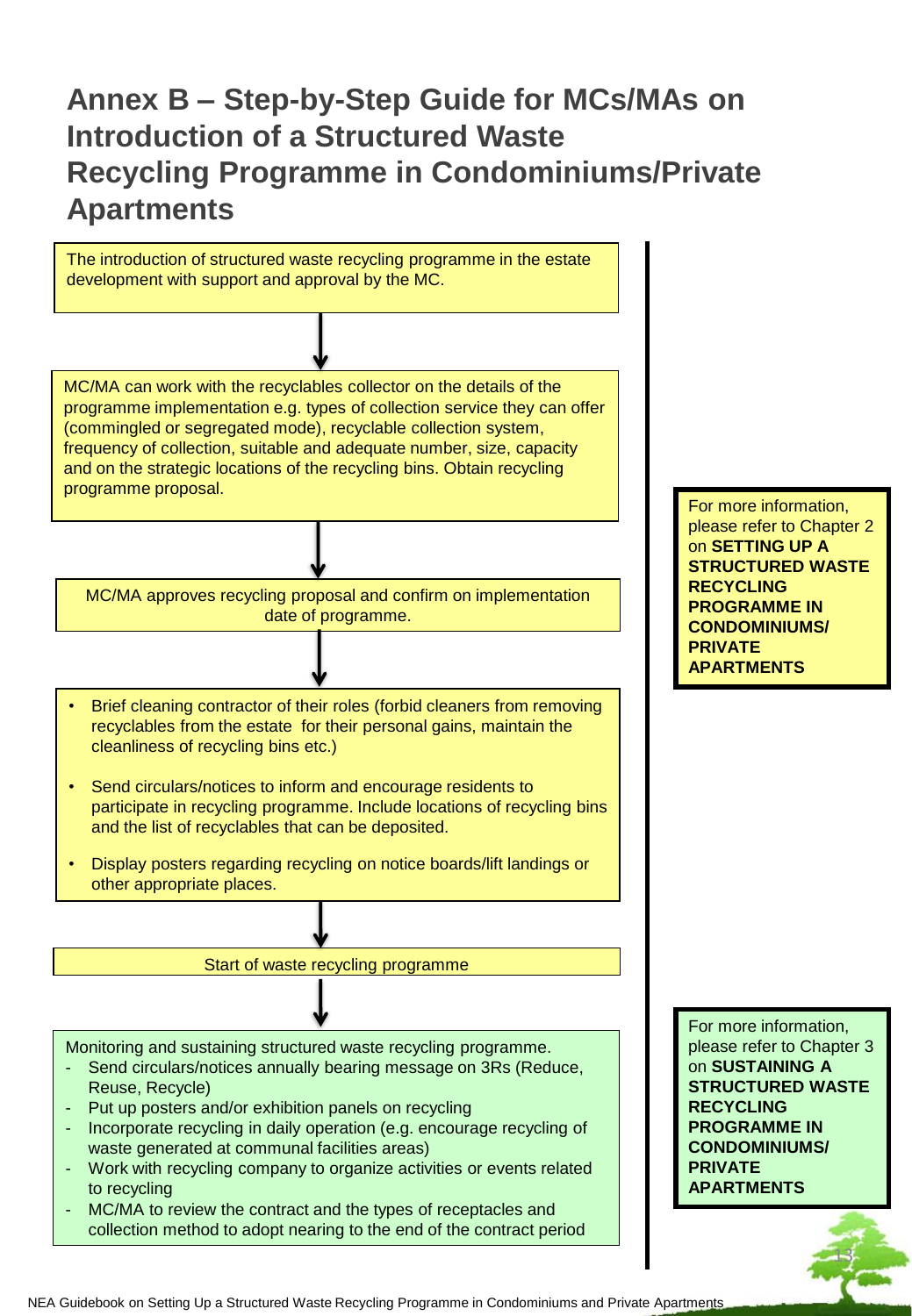# Annex B – Step-by-Step Guide for MCs/MAs on Introduction of a Structured Waste Recycling Programme in Condominiums/Private Apartments

The introduction of structured waste recycling programme in the estate development with support and approval by the MC.

↓

MC/MA can work with the recyclables collector on the details of the programme implementation e.g. types of collection service they can offer (commingled or segregated mode), recyclable collection system, frequency of collection, suitable and adequate number, size, capacity and on the strategic locations of the recycling bins. Obtain recycling programme proposal.

↓

MC/MA approves recycling proposal and confirm on implementation date of programme.

↓

- Brief cleaning contractor of their roles (forbid cleaners from removing recyclables from the estate for their personal gains, maintain the cleanliness of recycling bins etc.)
- Send circulars/notices to inform and encourage residents to participate in recycling programme. Include locations of recycling bins and the list of recyclables that can be deposited.
- Display posters regarding recycling on notice boards/lift landings or other appropriate places.

For more information, please refer to Chapter 2 on **SETTING UP A STRUCTURED WASTE RECYCLING PROGRAMME IN CONDOMINIUMS/ PRIVATE APARTMENTS**

↓

Start of waste recycling programme

↓

Monitoring and sustaining structured waste recycling programme.

- Send circulars/notices annually bearing message on 3Rs (Reduce, Reuse, Recycle)
- Put up posters and/or exhibition panels on recycling
- Incorporate recycling in daily operation (e.g. encourage recycling of waste generated at communal facilities areas)
- Work with recycling company to organize activities or events related to recycling
- MC/MA to review the contract and the types of receptacles and collection method to adopt nearing to the end of the contract period

For more information, please refer to Chapter 3 on **SUSTAINING A STRUCTURED WASTE RECYCLING PROGRAMME IN CONDOMINIUMS/ PRIVATE APARTMENTS**